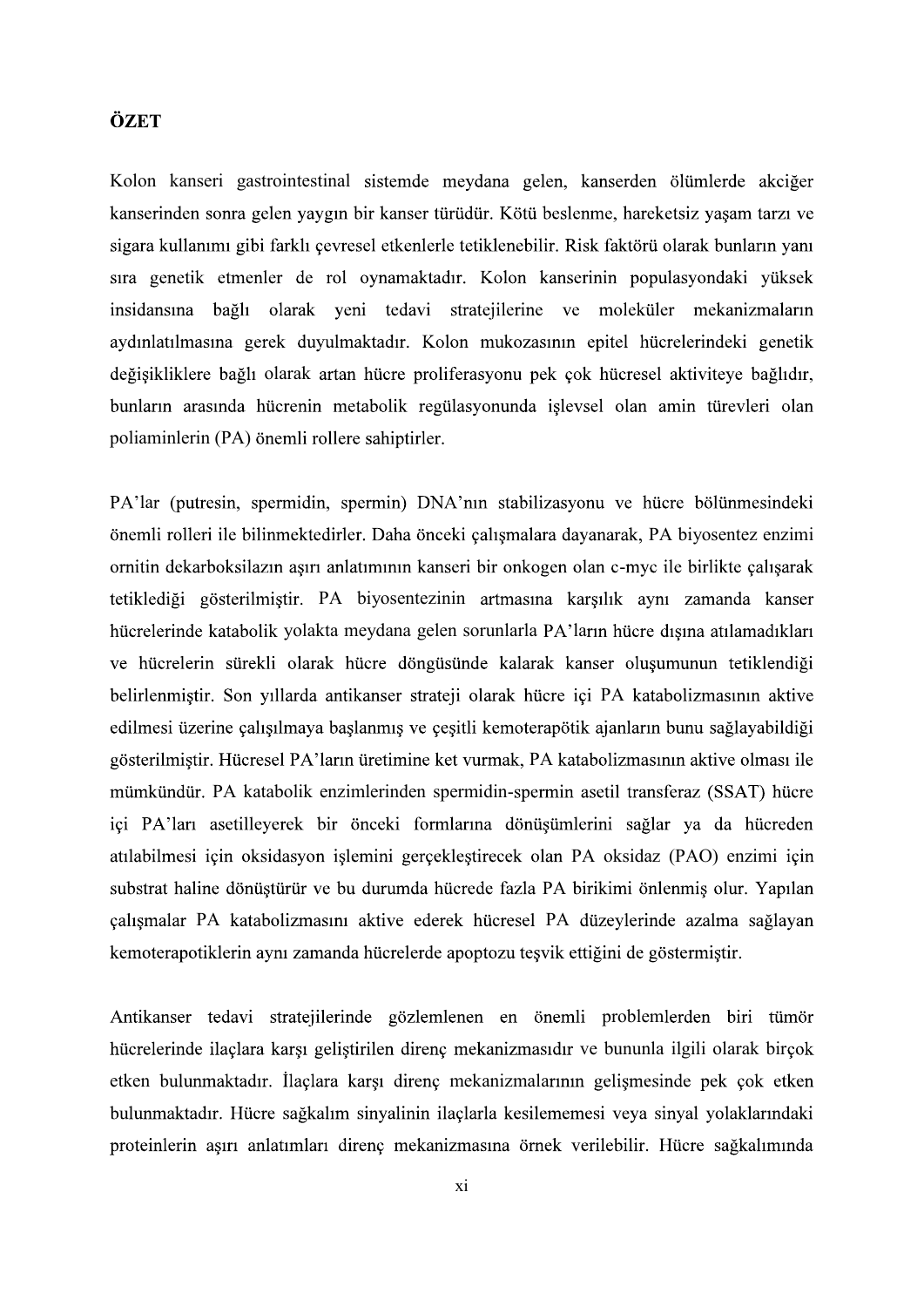## ÖZET

Kolon kanseri gastrointestinal sistemde meydana gelen, kanserden ölümlerde akciğer kanserinden sonra gelen yaygın bir kanser türüdür. Kötü beslenme, hareketsiz yaşam tarzı ve sigara kullanımı gibi farklı çevresel etkenlerle tetiklenebilir. Risk faktörü olarak bunların yanı sıra genetik etmenler de rol oynamaktadır. Kolon kanserinin populasyondaki yüksek insidansına bağlı olarak yeni tedavi stratejilerine ve moleküler mekanizmaların aydınlatılmasına gerek duyulmaktadır. Kolon mukozasının epitel hücrelerindeki genetik değişikliklere bağlı olarak artan hücre proliferasyonu pek çok hücresel aktiviteye bağlıdır, bunların arasında hücrenin metabolik regülasyonunda işlevsel olan amin türevleri olan poliaminlerin (PA) önemli rollere sahiptirler.

PA'lar (putresin, spermidin, spermin) DNA'nın stabilizasyonu ve hücre bölünmesindeki önemli rolleri ile bilinmektedirler. Daha önceki çalışmalara dayanarak, PA biyosentez enzimi ornitin dekarboksilazın aşırı anlatımının kanseri bir onkogen olan c-myc ile birlikte çalışarak tetiklediği gösterilmiştir. PA biyosentezinin artmasına karşılık aynı zamanda kanser hücrelerinde katabolik yolakta meydana gelen sorunlarla PA'ların hücre dışına atılamadıkları ve hücrelerin sürekli olarak hücre döngüsünde kalarak kanser oluşumunun tetiklendiği belirlenmiştir. Son yıllarda antikanser strateji olarak hücre içi PA katabolizmasının aktive edilmesi üzerine çalışılmaya başlanmış ve çeşitli kemoterapötik ajanların bunu sağlayabildiği gösterilmiştir. Hücresel PA'ların üretimine ket vurmak, PA katabolizmasının aktive olması ile mümkündür. PA katabolik enzimlerinden spermidin-spermin asetil transferaz (SSAT) hücre içi PA'ları asetilleyerek bir önceki formlarına dönüşümlerini sağlar ya da hücreden atılabilmesi için oksidasyon işlemini gerçekleştirecek olan PA oksidaz (PAO) enzimi için substrat haline dönüştürür ve bu durumda hücrede fazla PA birikimi önlenmiş olur. Yapılan çalışmalar PA katabolizmasını aktive ederek hücresel PA düzeylerinde azalma sağlayan kemoterapotiklerin aynı zamanda hücrelerde apoptozu teşvik ettiğini de göstermiştir.

Antikanser tedavi stratejilerinde gözlemlenen en önemli problemlerden biri tümör hücrelerinde ilaçlara karşı geliştirilen direnç mekanizmasıdır ve bununla ilgili olarak birçok etken bulunmaktadır. İlaçlara karşı direnç mekanizmalarının gelişmesinde pek çok etken bulunmaktadır. Hücre sağkalım sinyalinin ilaçlarla kesilememesi veya sinyal yolaklarındaki proteinlerin aşırı anlatımları direnç mekanizmasına örnek verilebilir. Hücre sağkalımında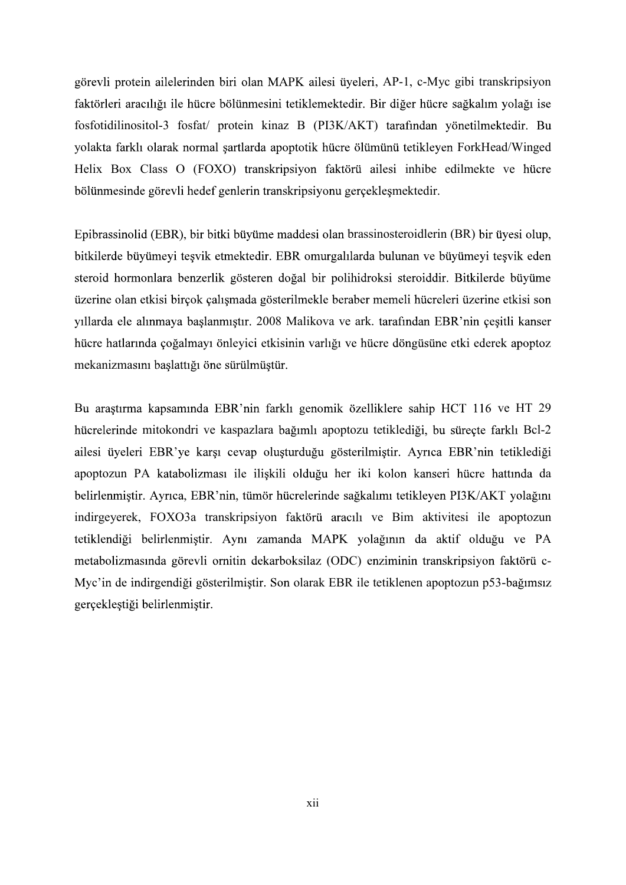görevli protein ailelerinden biri olan MAPK ailesi üyeleri, AP-1, c-Myc gibi transkripsiyon faktörleri aracılığı ile hücre bölünmesini tetiklemektedir. Bir diğer hücre sağkalım yolağı ise fosfotidilinositol-3 fosfat/ protein kinaz B (PI3K/AKT) tarafından yönetilmektedir. Bu yolakta farklı olarak normal şartlarda apoptotik hücre ölümünü tetikleyen ForkHead/Winged Helix Box Class O (FOXO) transkripsiyon faktörü ailesi inhibe edilmekte ve hücre bölünmesinde görevli hedef genlerin transkripsiyonu gerçekleşmektedir.

Epibrassinolid (EBR), bir bitki büyüme maddesi olan brassinosteroidlerin (BR) bir üyesi olup, bitkilerde büyümeyi teşvik etmektedir. EBR omurgalılarda bulunan ve büyümeyi teşvik eden steroid hormonlara benzerlik gösteren doğal bir polihidroksi steroiddir. Bitkilerde büyüme üzerine olan etkisi birçok çalışmada gösterilmekle beraber memeli hücreleri üzerine etkisi son yıllarda ele alınmaya başlanmıştır. 2008 Malikova ve ark. tarafından EBR'nin çeşitli kanser hücre hatlarında çoğalmayı önleyici etkisinin varlığı ve hücre döngüsüne etki ederek apoptoz mekanizmasını başlattığı öne sürülmüştür.

Bu araştırma kapsamında EBR'nin farklı genomik özelliklere sahip HCT 116 ve HT 29 hücrelerinde mitokondri ve kaspazlara bağımlı apoptozu tetiklediği, bu süreçte farklı Bcl-2 ailesi üyeleri EBR'ye karşı cevap oluşturduğu gösterilmiştir. Ayrıca EBR'nin tetiklediği apoptozun PA katabolizması ile ilişkili olduğu her iki kolon kanseri hücre hattında da belirlenmiştir. Ayrıca, EBR'nin, tümör hücrelerinde sağkalımı tetikleyen PI3K/AKT yolağını indirgeyerek, FOXO3a transkripsiyon faktörü aracılı ve Bim aktivitesi ile apoptozun tetiklendiği belirlenmiştir. Aynı zamanda MAPK yolağının da aktif olduğu ve PA metabolizmasında görevli ornitin dekarboksilaz (ODC) enziminin transkripsiyon faktörü c-Myc'in de indirgendiği gösterilmiştir. Son olarak EBR ile tetiklenen apoptozun p53-bağımsız gerçekleştiği belirlenmiştir.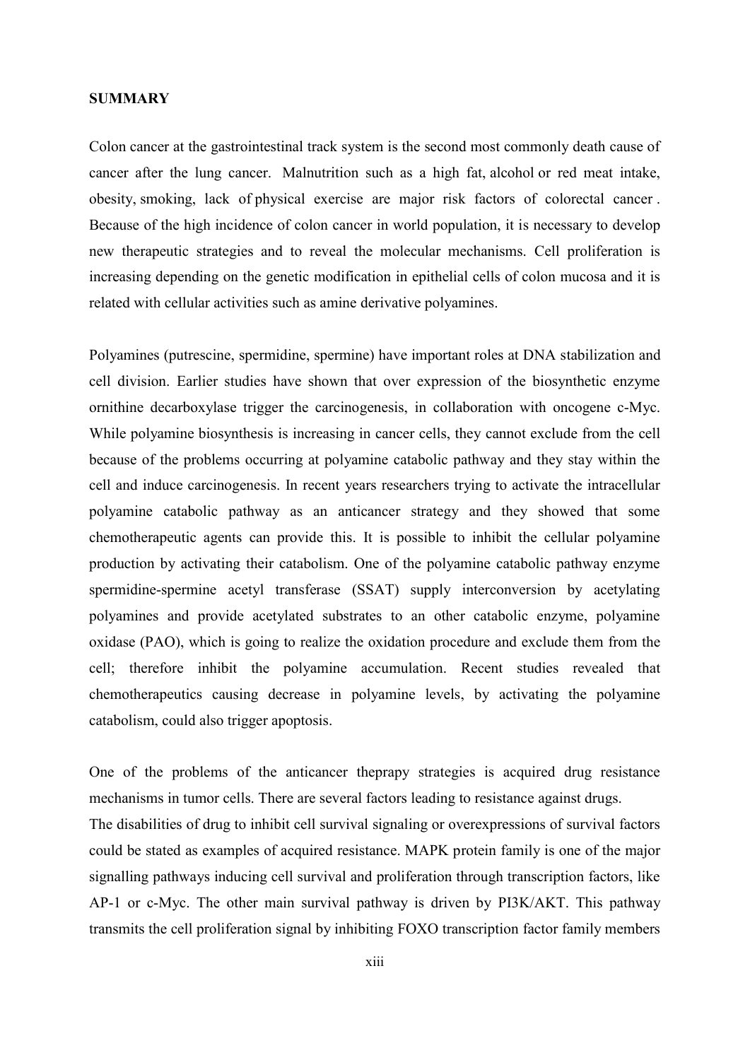**SUMMARY**

Colon cancer at the gastrointestinal track system is the second most commonly death cause of cancer after the lung cancer. Malnutrition such as a high fat, alcohol or red meat intake, obesity, smoking, lack of physical exercise are major risk factors of colorectal cancer . Because of the high incidence of colon cancer in world population, it is necessary to develop new therapeutic strategies and to reveal the molecular mechanisms. Cell proliferation is increasing depending on the genetic modification in epithelial cells of colon mucosa and it is related with cellular activities such as amine derivative polyamines.

Polyamines (putrescine, spermidine, spermine) have important roles at DNA stabilization and cell division. Earlier studies have shown that over expression of the biosynthetic enzyme ornithine decarboxylase trigger the carcinogenesis, in collaboration with oncogene c-Myc. While polyamine biosynthesis is increasing in cancer cells, they cannot exclude from the cell because of the problems occurring at polyamine catabolic pathway and they stay within the cell and induce carcinogenesis. In recent years researchers trying to activate the intracellular polyamine catabolic pathway as an anticancer strategy and they showed that some chemotherapeutic agents can provide this. It is possible to inhibit the cellular polyamine production by activating their catabolism. One of the polyamine catabolic pathway enzyme spermidine-spermine acetyl transferase (SSAT) supply interconversion by acetylating polyamines and provide acetylated substrates to an other catabolic enzyme, polyamine oxidase (PAO), which is going to realize the oxidation procedure and exclude them from the cell; therefore inhibit the polyamine accumulation. Recent studies revealed that chemotherapeutics causing decrease in polyamine levels, by activating the polyamine catabolism, could also trigger apoptosis.

One of the problems of the anticancer theprapy strategies is acquired drug resistance mechanisms in tumor cells. There are several factors leading to resistance against drugs.
The disabilities of drug to inhibit cell survival signaling or overexpressions of survival factors could be stated as examples of acquired resistance. MAPK protein family is one of the major signalling pathways inducing cell survival and proliferation through transcription factors, like AP-1 or c-Myc. The other main survival pathway is driven by PI3K/AKT. This pathway transmits the cell proliferation signal by inhibiting FOXO transcription factor family members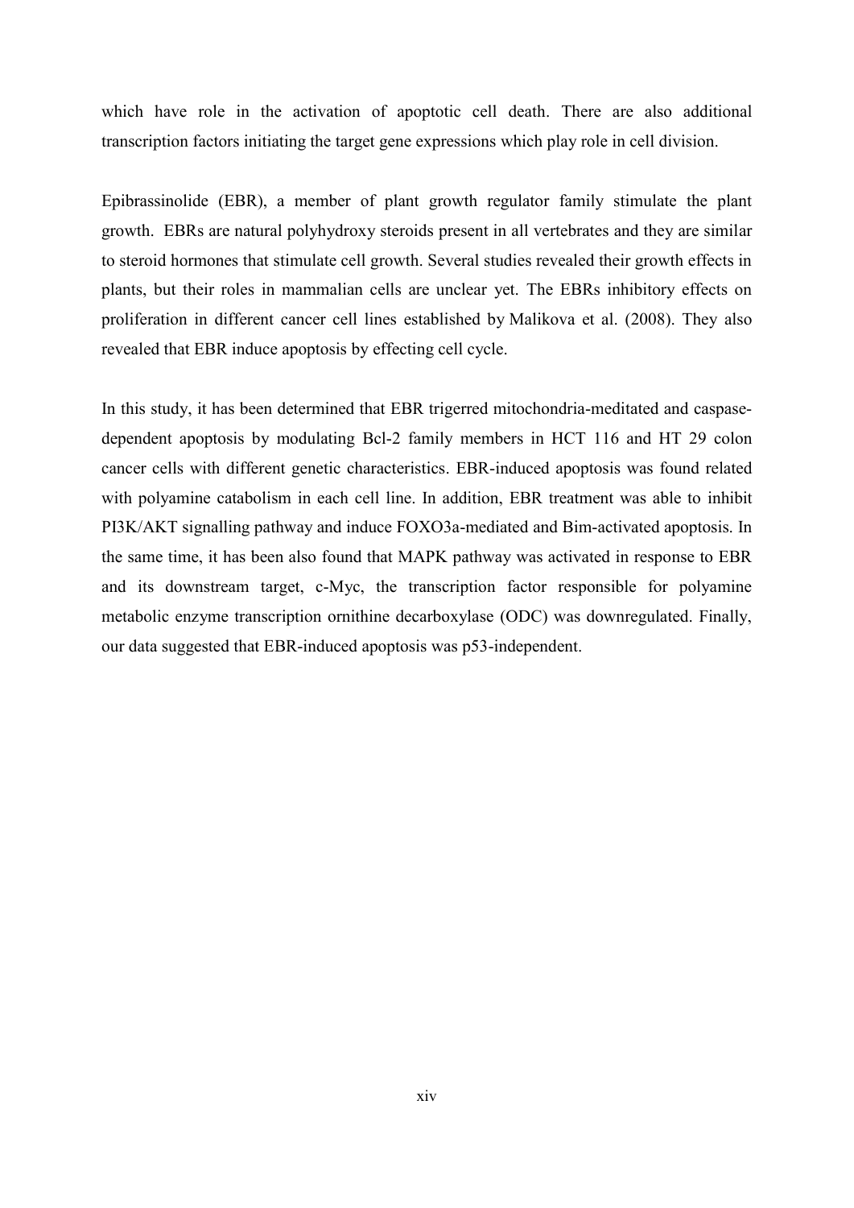which have role in the activation of apoptotic cell death. There are also additional transcription factors initiating the target gene expressions which play role in cell division.

Epibrassinolide (EBR), a member of plant growth regulator family stimulate the plant growth. EBRs are natural polyhydroxy steroids present in all vertebrates and they are similar to steroid hormones that stimulate cell growth. Several studies revealed their growth effects in plants, but their roles in mammalian cells are unclear yet. The EBRs inhibitory effects on proliferation in different cancer cell lines established by Malikova et al. (2008). They also revealed that EBR induce apoptosis by effecting cell cycle.

In this study, it has been determined that EBR trigerred mitochondria-meditated and caspase-dependent apoptosis by modulating Bcl-2 family members in HCT 116 and HT 29 colon cancer cells with different genetic characteristics. EBR-induced apoptosis was found related with polyamine catabolism in each cell line. In addition, EBR treatment was able to inhibit PI3K/AKT signalling pathway and induce FOXO3a-mediated and Bim-activated apoptosis. In the same time, it has been also found that MAPK pathway was activated in response to EBR and its downstream target, c-Myc, the transcription factor responsible for polyamine metabolic enzyme transcription ornithine decarboxylase (ODC) was downregulated. Finally, our data suggested that EBR-induced apoptosis was p53-independent.